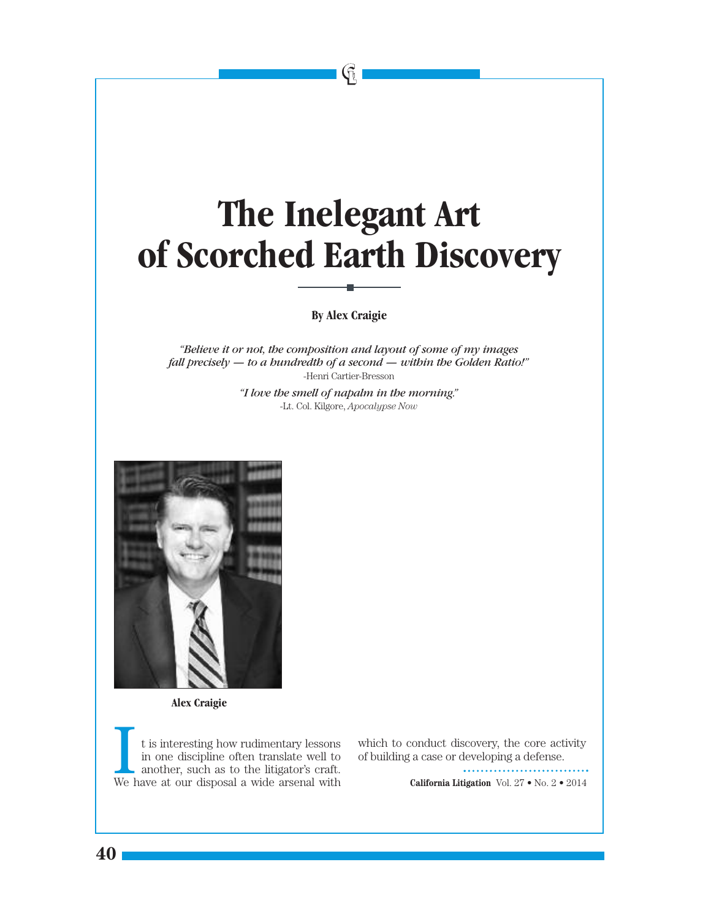# The Inelegant Art of Scorched Earth Discovery

**By Alex Craigie**

*"Believe it or not, the composition and layout of some of my images fall precisely — to a hundredth of a second — within the Golden Ratio!"*
-Henri Cartier-Bresson

*"I love the smell of napalm in the morning."*
-Lt. Col. Kilgore, *Apocalypse Now*

**Alex Craigie**

It is interesting how rudimentary lessons in one discipline often translate well to another, such as to the litigator's craft. We have at our disposal a wide arsenal with which to conduct discovery, the core activity of building a case or developing a defense.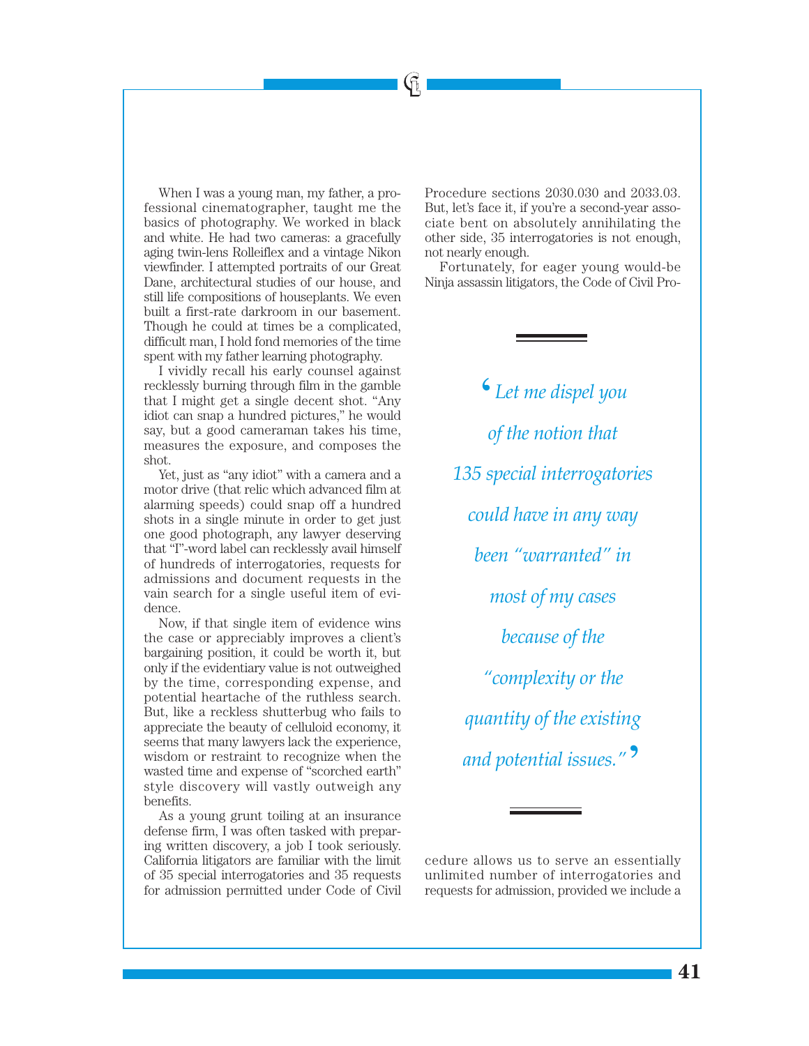When I was a young man, my father, a professional cinematographer, taught me the basics of photography. We worked in black and white. He had two cameras: a gracefully aging twin-lens Rolleiflex and a vintage Nikon viewfinder. I attempted portraits of our Great Dane, architectural studies of our house, and still life compositions of houseplants. We even built a first-rate darkroom in our basement. Though he could at times be a complicated, difficult man, I hold fond memories of the time spent with my father learning photography.

I vividly recall his early counsel against recklessly burning through film in the gamble that I might get a single decent shot. "Any idiot can snap a hundred pictures," he would say, but a good cameraman takes his time, measures the exposure, and composes the shot.

Yet, just as "any idiot" with a camera and a motor drive (that relic which advanced film at alarming speeds) could snap off a hundred shots in a single minute in order to get just one good photograph, any lawyer deserving that "I"-word label can recklessly avail himself of hundreds of interrogatories, requests for admissions and document requests in the vain search for a single useful item of evidence.

Now, if that single item of evidence wins the case or appreciably improves a client's bargaining position, it could be worth it, but only if the evidentiary value is not outweighed by the time, corresponding expense, and potential heartache of the ruthless search. But, like a reckless shutterbug who fails to appreciate the beauty of celluloid economy, it seems that many lawyers lack the experience, wisdom or restraint to recognize when the wasted time and expense of "scorched earth" style discovery will vastly outweigh any benefits.

As a young grunt toiling at an insurance defense firm, I was often tasked with preparing written discovery, a job I took seriously. California litigators are familiar with the limit of 35 special interrogatories and 35 requests for admission permitted under Code of Civil Procedure sections 2030.030 and 2033.03. But, let's face it, if you're a second-year associate bent on absolutely annihilating the other side, 35 interrogatories is not enough, not nearly enough.

Fortunately, for eager young would-be Ninja assassin litigators, the Code of Civil Procedure allows us to serve an essentially unlimited number of interrogatories and requests for admission, provided we include a

> *"Let me dispel you of the notion that 135 special interrogatories could have in any way been "warranted" in most of my cases because of the "complexity or the quantity of the existing and potential issues."*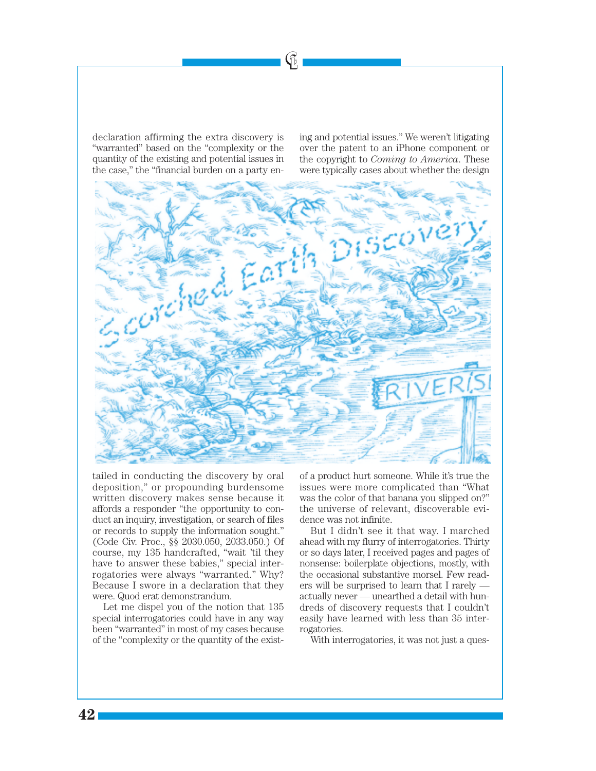declaration affirming the extra discovery is "warranted" based on the "complexity or the quantity of the existing and potential issues in the case," the "financial burden on a party entailed in conducting the discovery by oral deposition," or propounding burdensome written discovery makes sense because it affords a responder "the opportunity to conduct an inquiry, investigation, or search of files or records to supply the information sought." (Code Civ. Proc., §§ 2030.050, 2033.050.) Of course, my 135 handcrafted, "wait 'til they have to answer these babies," special interrogatories were always "warranted." Why? Because I swore in a declaration that they were. Quod erat demonstrandum.

Let me dispel you of the notion that 135 special interrogatories could have in any way been "warranted" in most of my cases because of the "complexity or the quantity of the existing and potential issues." We weren't litigating over the patent to an iPhone component or the copyright to *Coming to America*. These were typically cases about whether the design of a product hurt someone. While it's true the issues were more complicated than "What was the color of that banana you slipped on?" the universe of relevant, discoverable evidence was not infinite.

But I didn't see it that way. I marched ahead with my flurry of interrogatories. Thirty or so days later, I received pages and pages of nonsense: boilerplate objections, mostly, with the occasional substantive morsel. Few readers will be surprised to learn that I rarely — actually never — unearthed a detail with hundreds of discovery requests that I couldn't easily have learned with less than 35 interrogatories.

With interrogatories, it was not just a ques-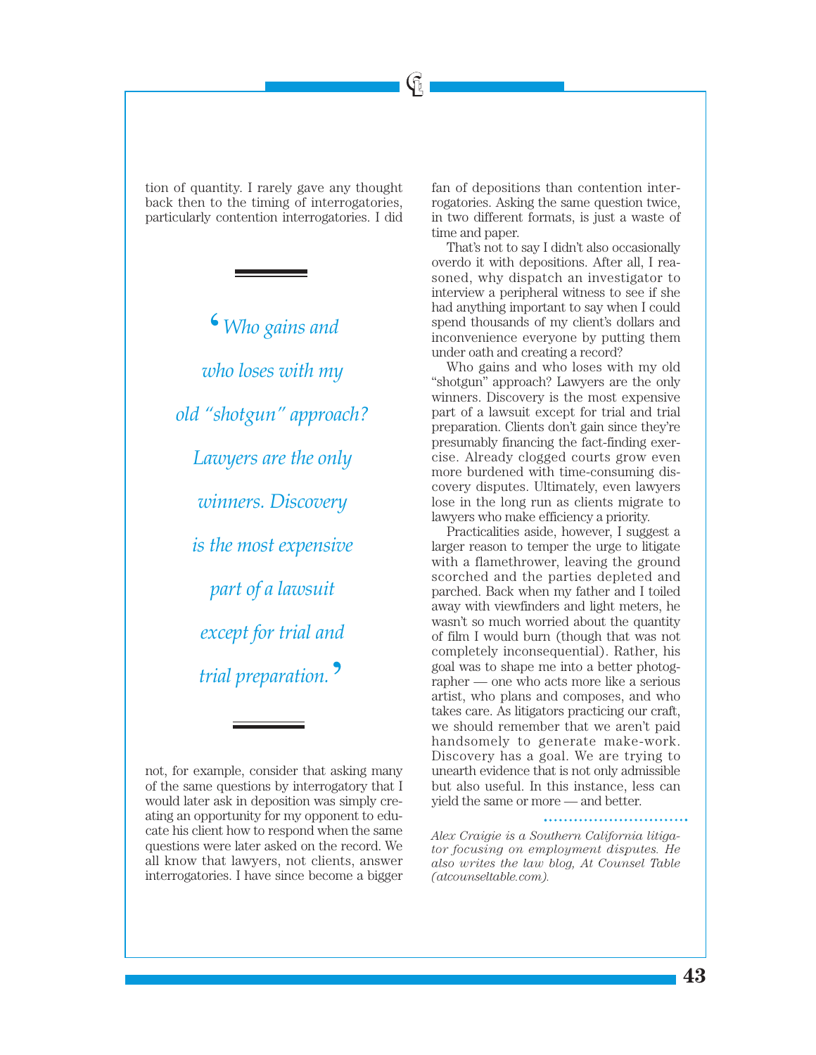tion of quantity. I rarely gave any thought back then to the timing of interrogatories, particularly contention interrogatories. I did not, for example, consider that asking many of the same questions by interrogatory that I would later ask in deposition was simply creating an opportunity for my opponent to educate his client how to respond when the same questions were later asked on the record. We all know that lawyers, not clients, answer interrogatories. I have since become a bigger fan of depositions than contention interrogatories. Asking the same question twice, in two different formats, is just a waste of time and paper.

> *'Who gains and who loses with my old "shotgun" approach? Lawyers are the only winners. Discovery is the most expensive part of a lawsuit except for trial and trial preparation.'*

That's not to say I didn't also occasionally overdo it with depositions. After all, I reasoned, why dispatch an investigator to interview a peripheral witness to see if she had anything important to say when I could spend thousands of my client's dollars and inconvenience everyone by putting them under oath and creating a record?

Who gains and who loses with my old "shotgun" approach? Lawyers are the only winners. Discovery is the most expensive part of a lawsuit except for trial and trial preparation. Clients don't gain since they're presumably financing the fact-finding exercise. Already clogged courts grow even more burdened with time-consuming discovery disputes. Ultimately, even lawyers lose in the long run as clients migrate to lawyers who make efficiency a priority.

Practicalities aside, however, I suggest a larger reason to temper the urge to litigate with a flamethrower, leaving the ground scorched and the parties depleted and parched. Back when my father and I toiled away with viewfinders and light meters, he wasn't so much worried about the quantity of film I would burn (though that was not completely inconsequential). Rather, his goal was to shape me into a better photographer — one who acts more like a serious artist, who plans and composes, and who takes care. As litigators practicing our craft, we should remember that we aren't paid handsomely to generate make-work. Discovery has a goal. We are trying to unearth evidence that is not only admissible but also useful. In this instance, less can yield the same or more — and better.

*Alex Craigie is a Southern California litigator focusing on employment disputes. He also writes the law blog, At Counsel Table (atcounseltable.com).*